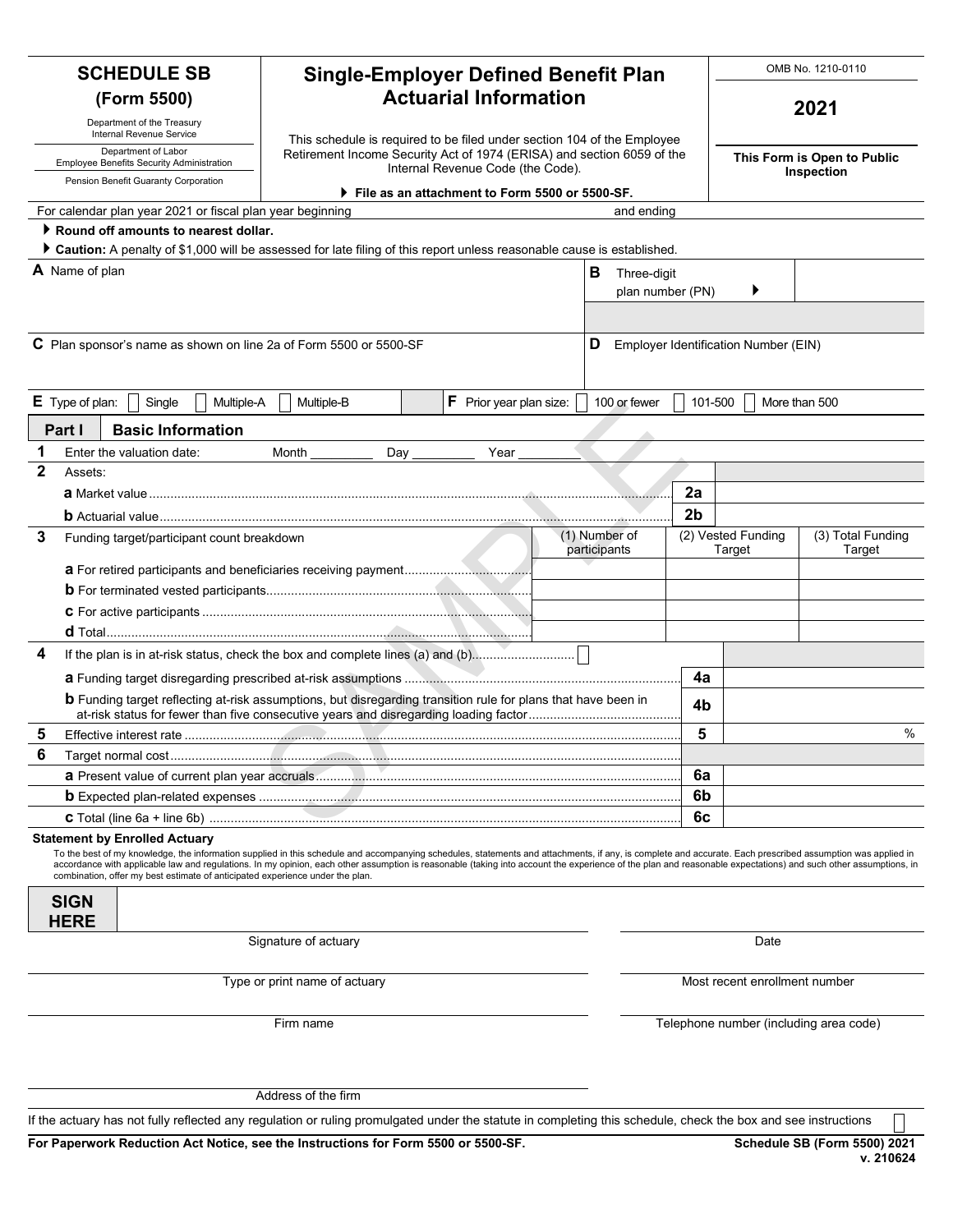# SCHEDULE SB (Form 5500)

Department of the Treasury
Internal Revenue Service

Department of Labor
Employee Benefits Security Administration

Pension Benefit Guaranty Corporation

## Single-Employer Defined Benefit Plan Actuarial Information

This schedule is required to be filed under section 104 of the Employee Retirement Income Security Act of 1974 (ERISA) and section 6059 of the Internal Revenue Code (the Code).

▶ **File as an attachment to Form 5500 or 5500-SF.**

OMB No. 1210-0110

**2021**

**This Form is Open to Public Inspection**

For calendar plan year 2021 or fiscal plan year beginning and ending

▶ **Round off amounts to nearest dollar.**

▶ **Caution:** A penalty of $1,000 will be assessed for late filing of this report unless reasonable cause is established.

**A** Name of plan

**B** Three-digit plan number (PN) ▶

**C** Plan sponsor's name as shown on line 2a of Form 5500 or 5500-SF

**D** Employer Identification Number (EIN)

**E** Type of plan: ☐ Single ☐ Multiple-A ☐ Multiple-B

**F** Prior year plan size: ☐ 100 or fewer ☐ 101-500 ☐ More than 500

## Part I Basic Information

**1** Enter the valuation date: Month _________ Day _________ Year _________

**2** Assets:

| | | |
|---|---|---|
| **a** Market value | 2a | |
| **b** Actuarial value | 2b | |

| **3** Funding target/participant count breakdown | (1) Number of participants | (2) Vested Funding Target | (3) Total Funding Target |
|---|---|---|---|
| **a** For retired participants and beneficiaries receiving payment | | | |
| **b** For terminated vested participants | | | |
| **c** For active participants | | | |
| **d** Total | | | |

**4** If the plan is in at-risk status, check the box and complete lines (a) and (b) ☐

| | | |
|---|---|---|
| **a** Funding target disregarding prescribed at-risk assumptions | 4a | |
| **b** Funding target reflecting at-risk assumptions, but disregarding transition rule for plans that have been in at-risk status for fewer than five consecutive years and disregarding loading factor | 4b | |
| **5** Effective interest rate | 5 | % |
| **6** Target normal cost | | |
| **a** Present value of current plan year accruals | 6a | |
| **b** Expected plan-related expenses | 6b | |
| **c** Total (line 6a + line 6b) | 6c | |

**Statement by Enrolled Actuary**

To the best of my knowledge, the information supplied in this schedule and accompanying schedules, statements and attachments, if any, is complete and accurate. Each prescribed assumption was applied in accordance with applicable law and regulations. In my opinion, each other assumption is reasonable (taking into account the experience of the plan and reasonable expectations) and such other assumptions, in combination, offer my best estimate of anticipated experience under the plan.

**SIGN HERE**

Signature of actuary — Date

Type or print name of actuary — Most recent enrollment number

Firm name — Telephone number (including area code)

Address of the firm

If the actuary has not fully reflected any regulation or ruling promulgated under the statute in completing this schedule, check the box and see instructions ☐

**For Paperwork Reduction Act Notice, see the Instructions for Form 5500 or 5500-SF.** **Schedule SB (Form 5500) 2021** v. 210624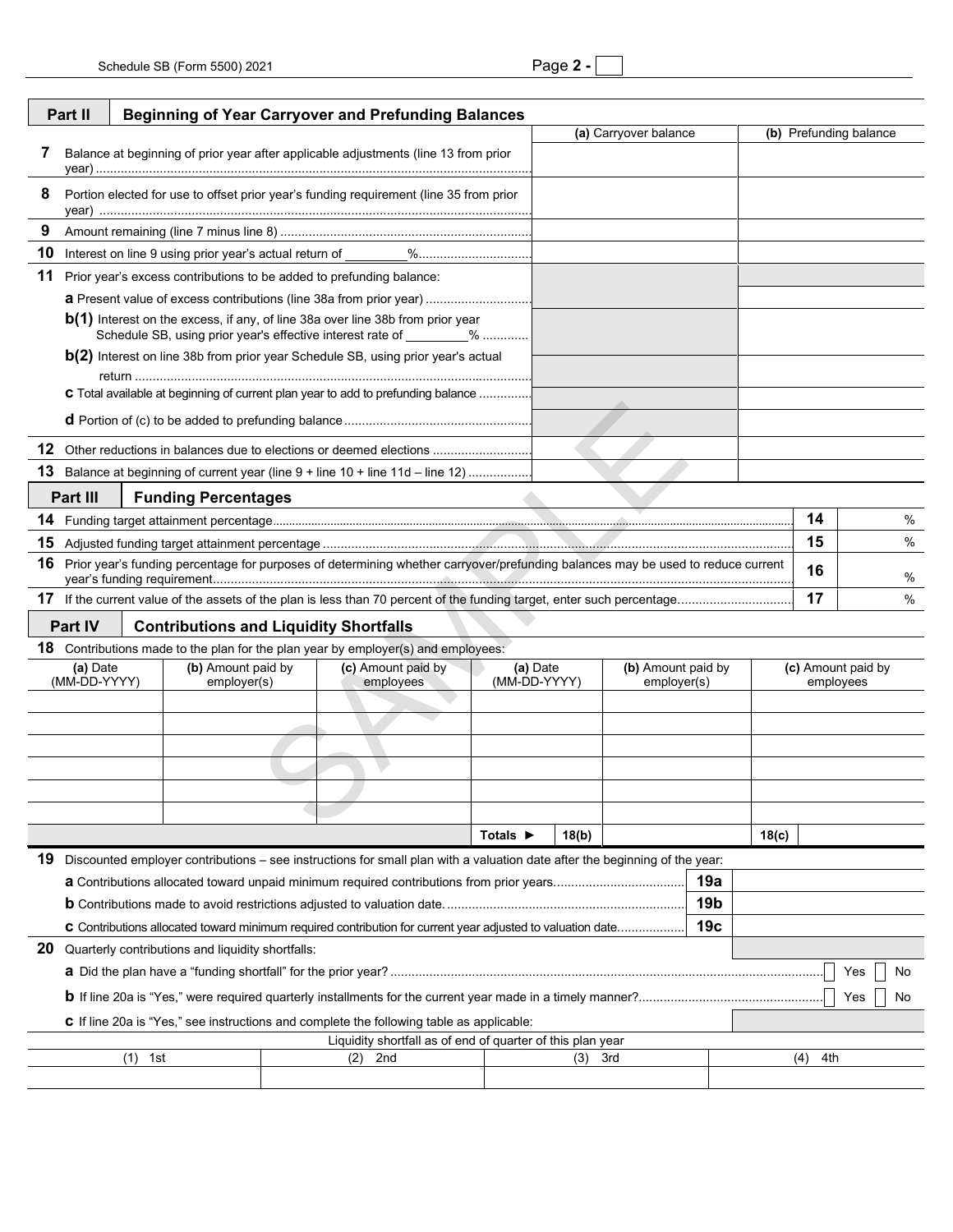## Part II Beginning of Year Carryover and Prefunding Balances

| | | (a) Carryover balance | (b) Prefunding balance |
|---|---|---|---|
| 7 | Balance at beginning of prior year after applicable adjustments (line 13 from prior year) | | |
| 8 | Portion elected for use to offset prior year's funding requirement (line 35 from prior year) | | |
| 9 | Amount remaining (line 7 minus line 8) | | |
| 10 | Interest on line 9 using prior year's actual return of ________% | | |
| 11 | Prior year's excess contributions to be added to prefunding balance: | | |
| | **a** Present value of excess contributions (line 38a from prior year) | | |
| | **b(1)** Interest on the excess, if any, of line 38a over line 38b from prior year Schedule SB, using prior year's effective interest rate of ________% | | |
| | **b(2)** Interest on line 38b from prior year Schedule SB, using prior year's actual return | | |
| | **c** Total available at beginning of current plan year to add to prefunding balance | | |
| | **d** Portion of (c) to be added to prefunding balance | | |
| 12 | Other reductions in balances due to elections or deemed elections | | |
| 13 | Balance at beginning of current year (line 9 + line 10 + line 11d – line 12) | | |

## Part III Funding Percentages

| | | | |
|---|---|---|---|
| 14 | Funding target attainment percentage | 14 | % |
| 15 | Adjusted funding target attainment percentage | 15 | % |
| 16 | Prior year's funding percentage for purposes of determining whether carryover/prefunding balances may be used to reduce current year's funding requirement | 16 | % |
| 17 | If the current value of the assets of the plan is less than 70 percent of the funding target, enter such percentage | 17 | % |

## Part IV Contributions and Liquidity Shortfalls

**18** Contributions made to the plan for the plan year by employer(s) and employees:

| (a) Date (MM-DD-YYYY) | (b) Amount paid by employer(s) | (c) Amount paid by employees | (a) Date (MM-DD-YYYY) | (b) Amount paid by employer(s) | (c) Amount paid by employees |
|---|---|---|---|---|---|
| | | | | | |
| | | | | | |
| | | | | | |
| | | | | | |
| | | | | | |
| | | | | | |
| | | | Totals ► 18(b) | | 18(c) |

**19** Discounted employer contributions – see instructions for small plan with a valuation date after the beginning of the year:

| | | |
|---|---|---|
| **a** Contributions allocated toward unpaid minimum required contributions from prior years | 19a | |
| **b** Contributions made to avoid restrictions adjusted to valuation date. | 19b | |
| **c** Contributions allocated toward minimum required contribution for current year adjusted to valuation date | 19c | |

**20** Quarterly contributions and liquidity shortfalls:

**a** Did the plan have a "funding shortfall" for the prior year? ☐ Yes ☐ No

**b** If line 20a is "Yes," were required quarterly installments for the current year made in a timely manner? ☐ Yes ☐ No

**c** If line 20a is "Yes," see instructions and complete the following table as applicable:

| Liquidity shortfall as of end of quarter of this plan year | | | |
|---|---|---|---|
| (1) 1st | (2) 2nd | (3) 3rd | (4) 4th |
| | | | |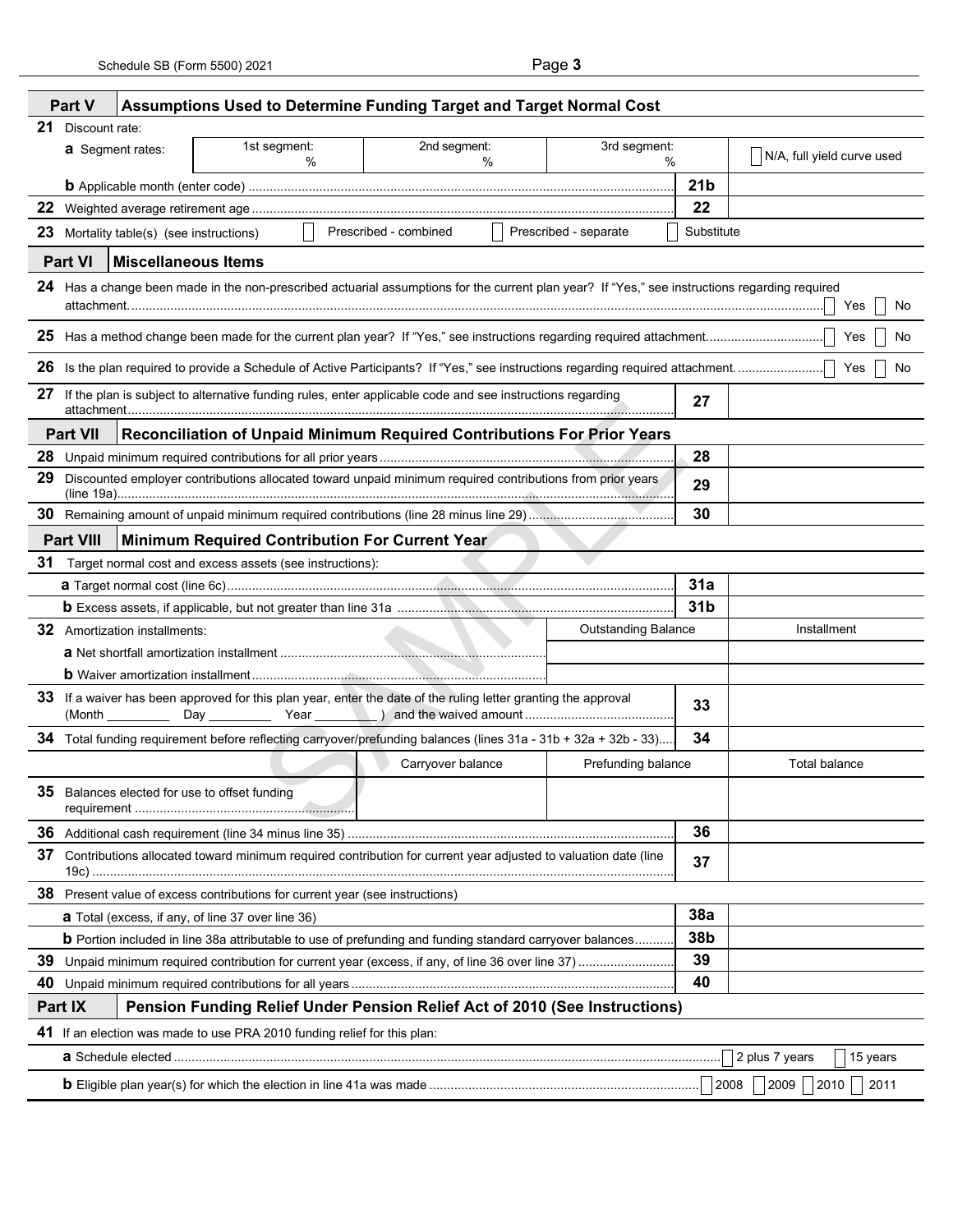## Part V Assumptions Used to Determine Funding Target and Target Normal Cost

| | | | | | |
|---|---|---|---|---|---|
| **21** Discount rate: | | | | | |
| **a** Segment rates: | 1st segment: % | 2nd segment: % | 3rd segment: % | | ☐ N/A, full yield curve used |
| **b** Applicable month (enter code) | | | | **21b** | |
| **22** Weighted average retirement age | | | | **22** | |
| **23** Mortality table(s) (see instructions) | ☐ Prescribed - combined | | ☐ Prescribed - separate | ☐ Substitute | |

## Part VI Miscellaneous Items

**24** Has a change been made in the non-prescribed actuarial assumptions for the current plan year? If "Yes," see instructions regarding required attachment. ☐ Yes ☐ No

**25** Has a method change been made for the current plan year? If "Yes," see instructions regarding required attachment. ☐ Yes ☐ No

**26** Is the plan required to provide a Schedule of Active Participants? If "Yes," see instructions regarding required attachment. ☐ Yes ☐ No

| | | |
|---|---|---|
| **27** If the plan is subject to alternative funding rules, enter applicable code and see instructions regarding attachment | **27** | |

## Part VII Reconciliation of Unpaid Minimum Required Contributions For Prior Years

| | | |
|---|---|---|
| **28** Unpaid minimum required contributions for all prior years | **28** | |
| **29** Discounted employer contributions allocated toward unpaid minimum required contributions from prior years (line 19a) | **29** | |
| **30** Remaining amount of unpaid minimum required contributions (line 28 minus line 29) | **30** | |

## Part VIII Minimum Required Contribution For Current Year

| | | |
|---|---|---|
| **31** Target normal cost and excess assets (see instructions): | | |
| **a** Target normal cost (line 6c) | **31a** | |
| **b** Excess assets, if applicable, but not greater than line 31a | **31b** | |

| **32** Amortization installments: | Outstanding Balance | Installment |
|---|---|---|
| **a** Net shortfall amortization installment | | |
| **b** Waiver amortization installment | | |

| | | |
|---|---|---|
| **33** If a waiver has been approved for this plan year, enter the date of the ruling letter granting the approval (Month _________ Day _________ Year _________ ) and the waived amount | **33** | |
| **34** Total funding requirement before reflecting carryover/prefunding balances (lines 31a - 31b + 32a + 32b - 33) | **34** | |

| | Carryover balance | Prefunding balance | Total balance |
|---|---|---|---|
| **35** Balances elected for use to offset funding requirement | | | |

| | | |
|---|---|---|
| **36** Additional cash requirement (line 34 minus line 35) | **36** | |
| **37** Contributions allocated toward minimum required contribution for current year adjusted to valuation date (line 19c) | **37** | |
| **38** Present value of excess contributions for current year (see instructions) | | |
| **a** Total (excess, if any, of line 37 over line 36) | **38a** | |
| **b** Portion included in line 38a attributable to use of prefunding and funding standard carryover balances | **38b** | |
| **39** Unpaid minimum required contribution for current year (excess, if any, of line 36 over line 37) | **39** | |
| **40** Unpaid minimum required contributions for all years | **40** | |

## Part IX Pension Funding Relief Under Pension Relief Act of 2010 (See Instructions)

**41** If an election was made to use PRA 2010 funding relief for this plan:

**a** Schedule elected ☐ 2 plus 7 years ☐ 15 years

**b** Eligible plan year(s) for which the election in line 41a was made ☐ 2008 ☐ 2009 ☐ 2010 ☐ 2011